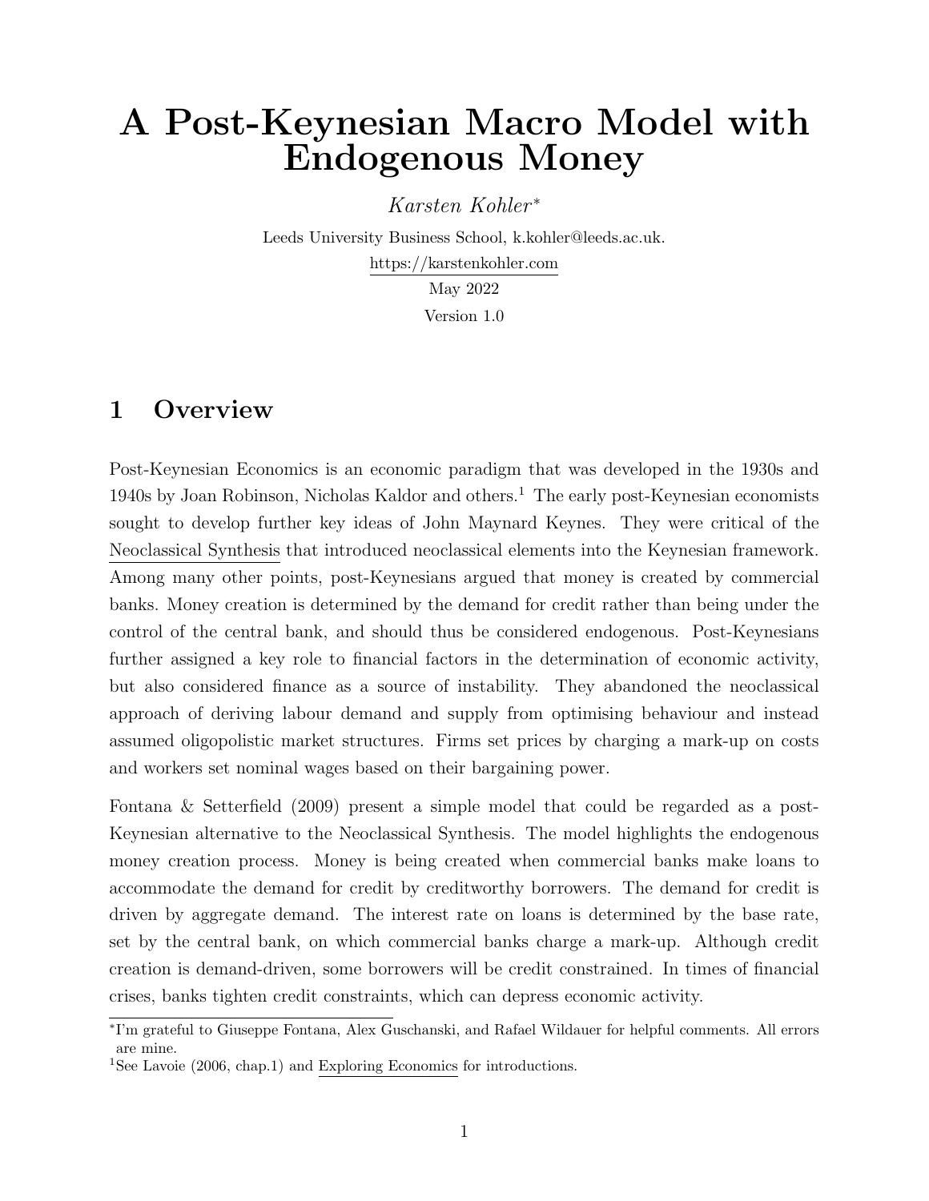# A Post-Keynesian Macro Model with Endogenous Money

*Karsten Kohler*[*]

Leeds University Business School, k.kohler@leeds.ac.uk.
https://karstenkohler.com
May 2022
Version 1.0

## 1 Overview

Post-Keynesian Economics is an economic paradigm that was developed in the 1930s and 1940s by Joan Robinson, Nicholas Kaldor and others.[1] The early post-Keynesian economists sought to develop further key ideas of John Maynard Keynes. They were critical of the Neoclassical Synthesis that introduced neoclassical elements into the Keynesian framework. Among many other points, post-Keynesians argued that money is created by commercial banks. Money creation is determined by the demand for credit rather than being under the control of the central bank, and should thus be considered endogenous. Post-Keynesians further assigned a key role to financial factors in the determination of economic activity, but also considered finance as a source of instability. They abandoned the neoclassical approach of deriving labour demand and supply from optimising behaviour and instead assumed oligopolistic market structures. Firms set prices by charging a mark-up on costs and workers set nominal wages based on their bargaining power.

Fontana & Setterfield (2009) present a simple model that could be regarded as a post-Keynesian alternative to the Neoclassical Synthesis. The model highlights the endogenous money creation process. Money is being created when commercial banks make loans to accommodate the demand for credit by creditworthy borrowers. The demand for credit is driven by aggregate demand. The interest rate on loans is determined by the base rate, set by the central bank, on which commercial banks charge a mark-up. Although credit creation is demand-driven, some borrowers will be credit constrained. In times of financial crises, banks tighten credit constraints, which can depress economic activity.

[*] I'm grateful to Giuseppe Fontana, Alex Guschanski, and Rafael Wildauer for helpful comments. All errors are mine.

[1] See Lavoie (2006, chap.1) and Exploring Economics for introductions.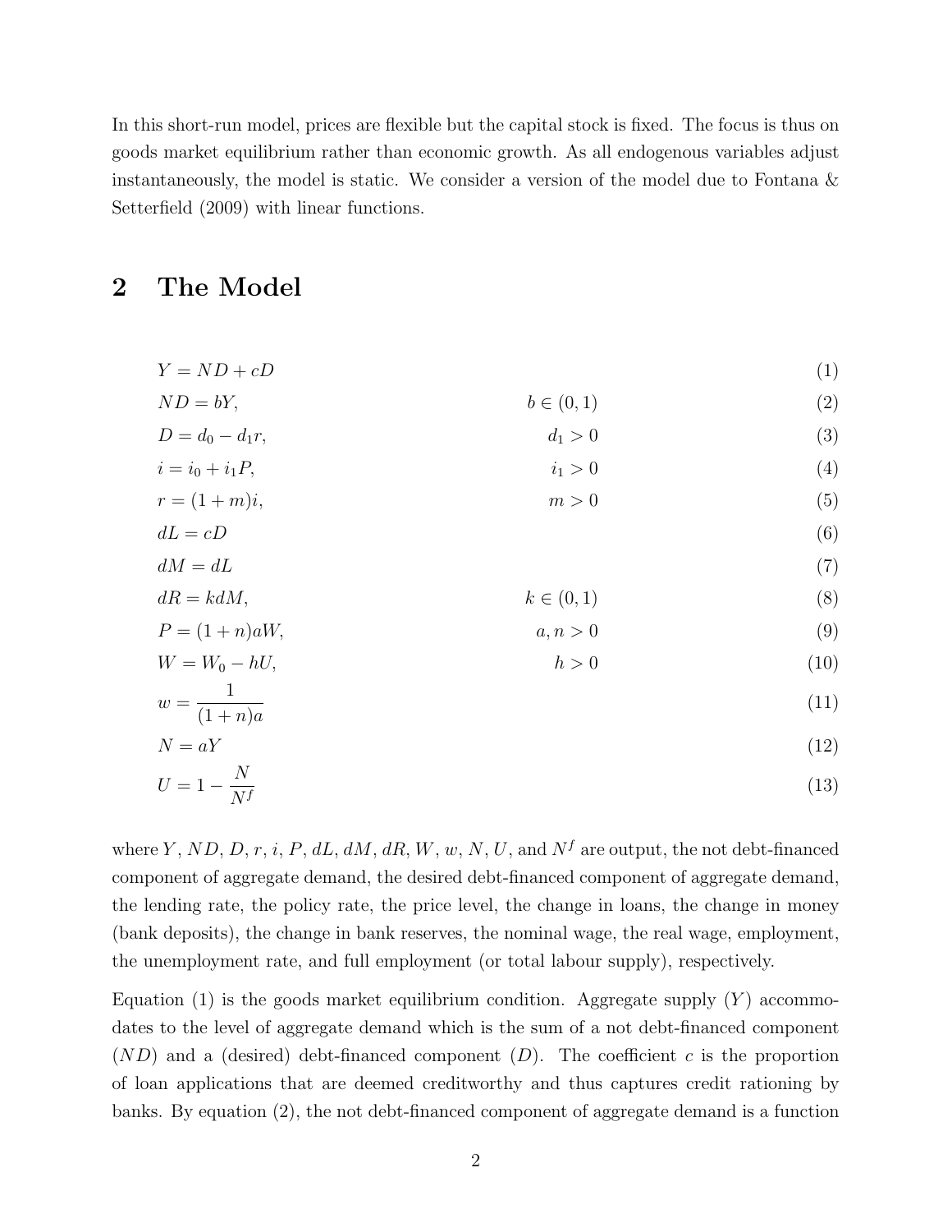In this short-run model, prices are flexible but the capital stock is fixed. The focus is thus on goods market equilibrium rather than economic growth. As all endogenous variables adjust instantaneously, the model is static. We consider a version of the model due to Fontana & Setterfield (2009) with linear functions.

## 2 The Model

$$Y = ND + cD \tag{1}$$

$$ND = bY, \qquad b \in (0,1) \tag{2}$$

$$D = d_0 - d_1 r, \qquad d_1 > 0 \tag{3}$$

$$i = i_0 + i_1 P, \qquad i_1 > 0 \tag{4}$$

$$r = (1+m)i, \qquad m > 0 \tag{5}$$

$$dL = cD \tag{6}$$

$$dM = dL \tag{7}$$

$$dR = kdM, \qquad k \in (0,1) \tag{8}$$

$$P = (1+n)aW, \qquad a, n > 0 \tag{9}$$

$$W = W_0 - hU, \qquad h > 0 \tag{10}$$

$$w = \frac{1}{(1+n)a} \tag{11}$$

$$N = aY \tag{12}$$

$$U = 1 - \frac{N}{N^f} \tag{13}$$

where $Y$, $ND$, $D$, $r$, $i$, $P$, $dL$, $dM$, $dR$, $W$, $w$, $N$, $U$, and $N^f$ are output, the not debt-financed component of aggregate demand, the desired debt-financed component of aggregate demand, the lending rate, the policy rate, the price level, the change in loans, the change in money (bank deposits), the change in bank reserves, the nominal wage, the real wage, employment, the unemployment rate, and full employment (or total labour supply), respectively.

Equation (1) is the goods market equilibrium condition. Aggregate supply ($Y$) accommodates to the level of aggregate demand which is the sum of a not debt-financed component ($ND$) and a (desired) debt-financed component ($D$). The coefficient $c$ is the proportion of loan applications that are deemed creditworthy and thus captures credit rationing by banks. By equation (2), the not debt-financed component of aggregate demand is a function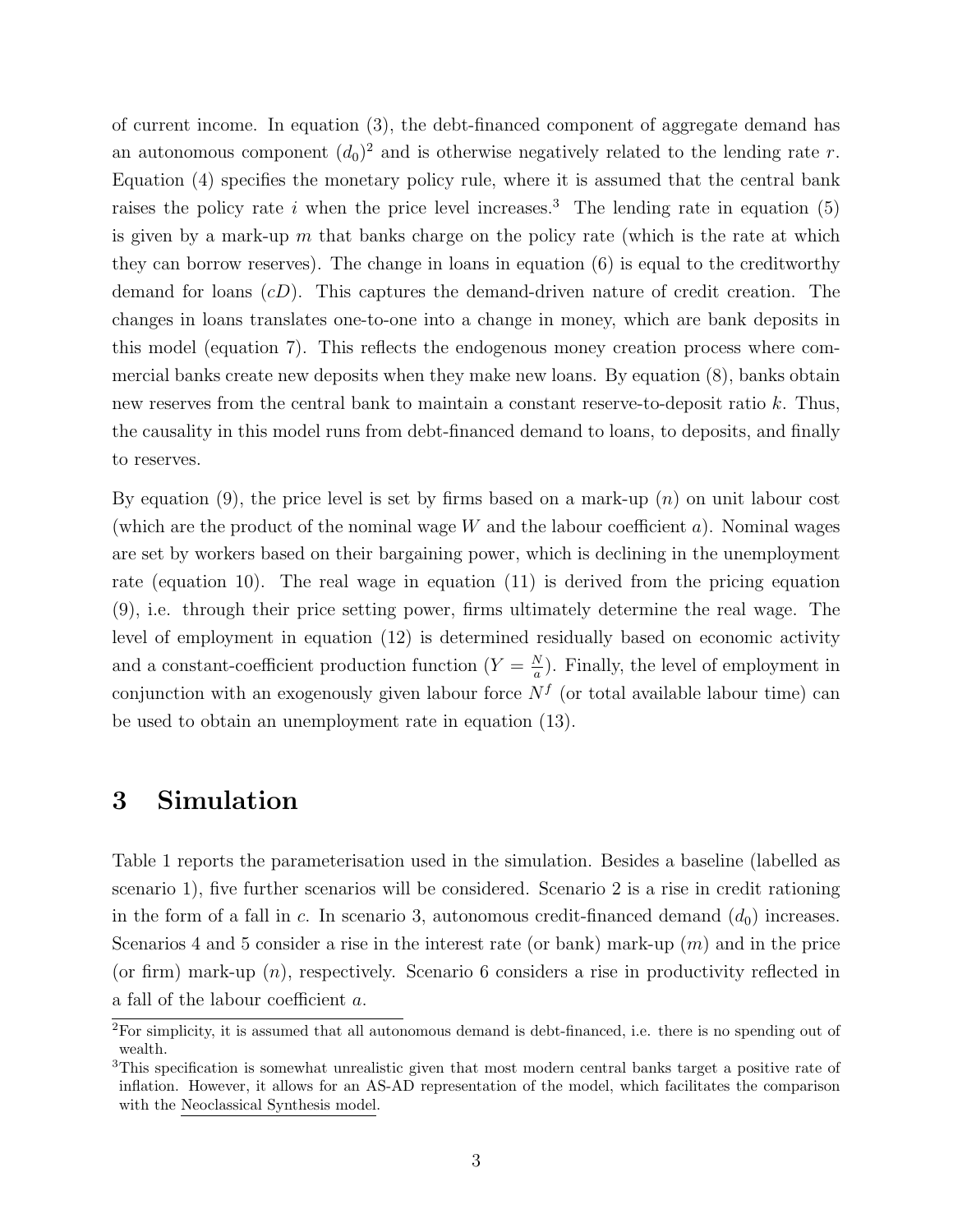of current income. In equation (3), the debt-financed component of aggregate demand has an autonomous component ($d_0$)[2] and is otherwise negatively related to the lending rate $r$. Equation (4) specifies the monetary policy rule, where it is assumed that the central bank raises the policy rate $i$ when the price level increases.[3] The lending rate in equation (5) is given by a mark-up $m$ that banks charge on the policy rate (which is the rate at which they can borrow reserves). The change in loans in equation (6) is equal to the creditworthy demand for loans ($cD$). This captures the demand-driven nature of credit creation. The changes in loans translates one-to-one into a change in money, which are bank deposits in this model (equation 7). This reflects the endogenous money creation process where commercial banks create new deposits when they make new loans. By equation (8), banks obtain new reserves from the central bank to maintain a constant reserve-to-deposit ratio $k$. Thus, the causality in this model runs from debt-financed demand to loans, to deposits, and finally to reserves.

By equation (9), the price level is set by firms based on a mark-up ($n$) on unit labour cost (which are the product of the nominal wage $W$ and the labour coefficient $a$). Nominal wages are set by workers based on their bargaining power, which is declining in the unemployment rate (equation 10). The real wage in equation (11) is derived from the pricing equation (9), i.e. through their price setting power, firms ultimately determine the real wage. The level of employment in equation (12) is determined residually based on economic activity and a constant-coefficient production function ($Y = \frac{N}{a}$). Finally, the level of employment in conjunction with an exogenously given labour force $N^f$ (or total available labour time) can be used to obtain an unemployment rate in equation (13).

## 3 Simulation

Table 1 reports the parameterisation used in the simulation. Besides a baseline (labelled as scenario 1), five further scenarios will be considered. Scenario 2 is a rise in credit rationing in the form of a fall in $c$. In scenario 3, autonomous credit-financed demand ($d_0$) increases. Scenarios 4 and 5 consider a rise in the interest rate (or bank) mark-up ($m$) and in the price (or firm) mark-up ($n$), respectively. Scenario 6 considers a rise in productivity reflected in a fall of the labour coefficient $a$.

[2] For simplicity, it is assumed that all autonomous demand is debt-financed, i.e. there is no spending out of wealth.

[3] This specification is somewhat unrealistic given that most modern central banks target a positive rate of inflation. However, it allows for an AS-AD representation of the model, which facilitates the comparison with the Neoclassical Synthesis model.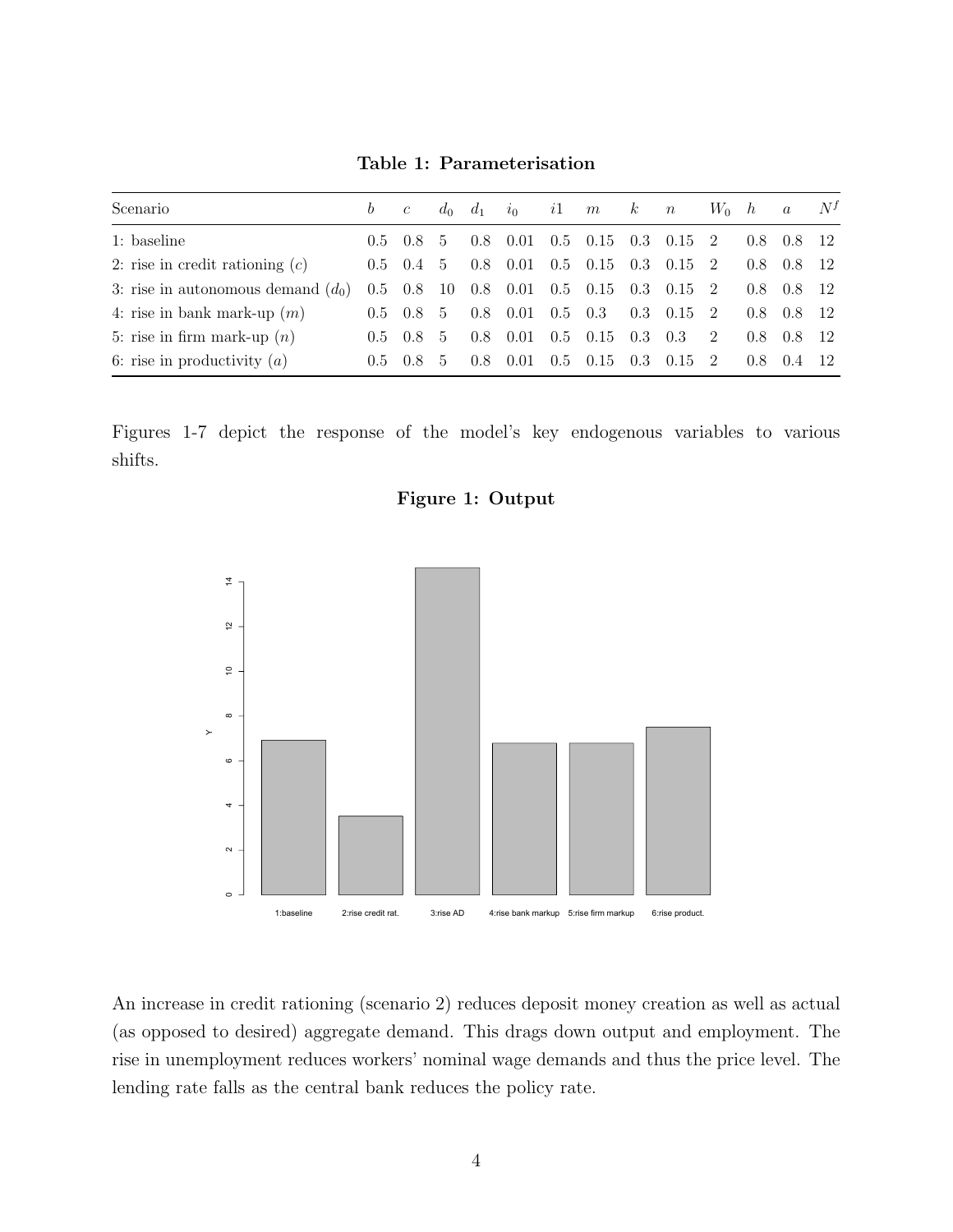**Table 1: Parameterisation**

| Scenario | $b$ | $c$ | $d_0$ | $d_1$ | $i_0$ | $i1$ | $m$ | $k$ | $n$ | $W_0$ | $h$ | $a$ | $N^f$ |
|---|---|---|---|---|---|---|---|---|---|---|---|---|---|
| 1: baseline | 0.5 | 0.8 | 5 | 0.8 | 0.01 | 0.5 | 0.15 | 0.3 | 0.15 | 2 | 0.8 | 0.8 | 12 |
| 2: rise in credit rationing ($c$) | 0.5 | 0.4 | 5 | 0.8 | 0.01 | 0.5 | 0.15 | 0.3 | 0.15 | 2 | 0.8 | 0.8 | 12 |
| 3: rise in autonomous demand ($d_0$) | 0.5 | 0.8 | 10 | 0.8 | 0.01 | 0.5 | 0.15 | 0.3 | 0.15 | 2 | 0.8 | 0.8 | 12 |
| 4: rise in bank mark-up ($m$) | 0.5 | 0.8 | 5 | 0.8 | 0.01 | 0.5 | 0.3 | 0.3 | 0.15 | 2 | 0.8 | 0.8 | 12 |
| 5: rise in firm mark-up ($n$) | 0.5 | 0.8 | 5 | 0.8 | 0.01 | 0.5 | 0.15 | 0.3 | 0.3 | 2 | 0.8 | 0.8 | 12 |
| 6: rise in productivity ($a$) | 0.5 | 0.8 | 5 | 0.8 | 0.01 | 0.5 | 0.15 | 0.3 | 0.15 | 2 | 0.8 | 0.4 | 12 |

Figures 1-7 depict the response of the model's key endogenous variables to various shifts.

**Figure 1: Output**

An increase in credit rationing (scenario 2) reduces deposit money creation as well as actual (as opposed to desired) aggregate demand. This drags down output and employment. The rise in unemployment reduces workers' nominal wage demands and thus the price level. The lending rate falls as the central bank reduces the policy rate.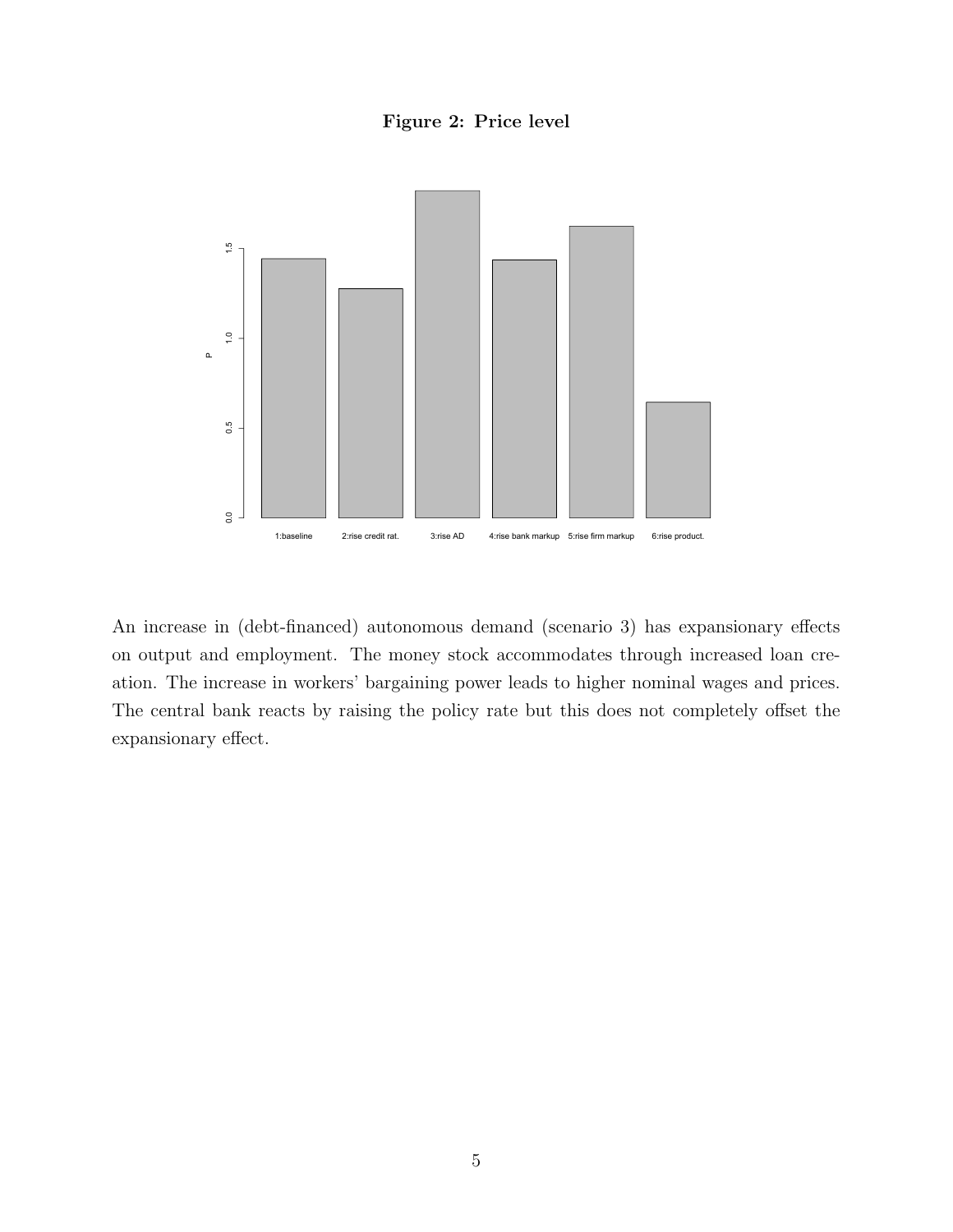**Figure 2: Price level**

An increase in (debt-financed) autonomous demand (scenario 3) has expansionary effects on output and employment. The money stock accommodates through increased loan creation. The increase in workers' bargaining power leads to higher nominal wages and prices. The central bank reacts by raising the policy rate but this does not completely offset the expansionary effect.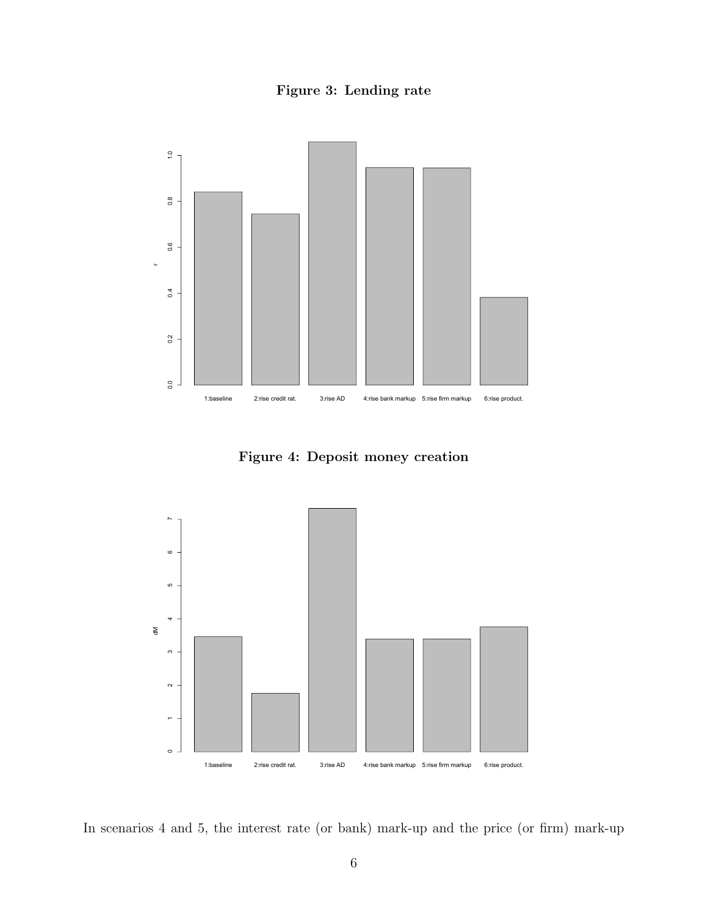**Figure 3: Lending rate**

**Figure 4: Deposit money creation**

In scenarios 4 and 5, the interest rate (or bank) mark-up and the price (or firm) mark-up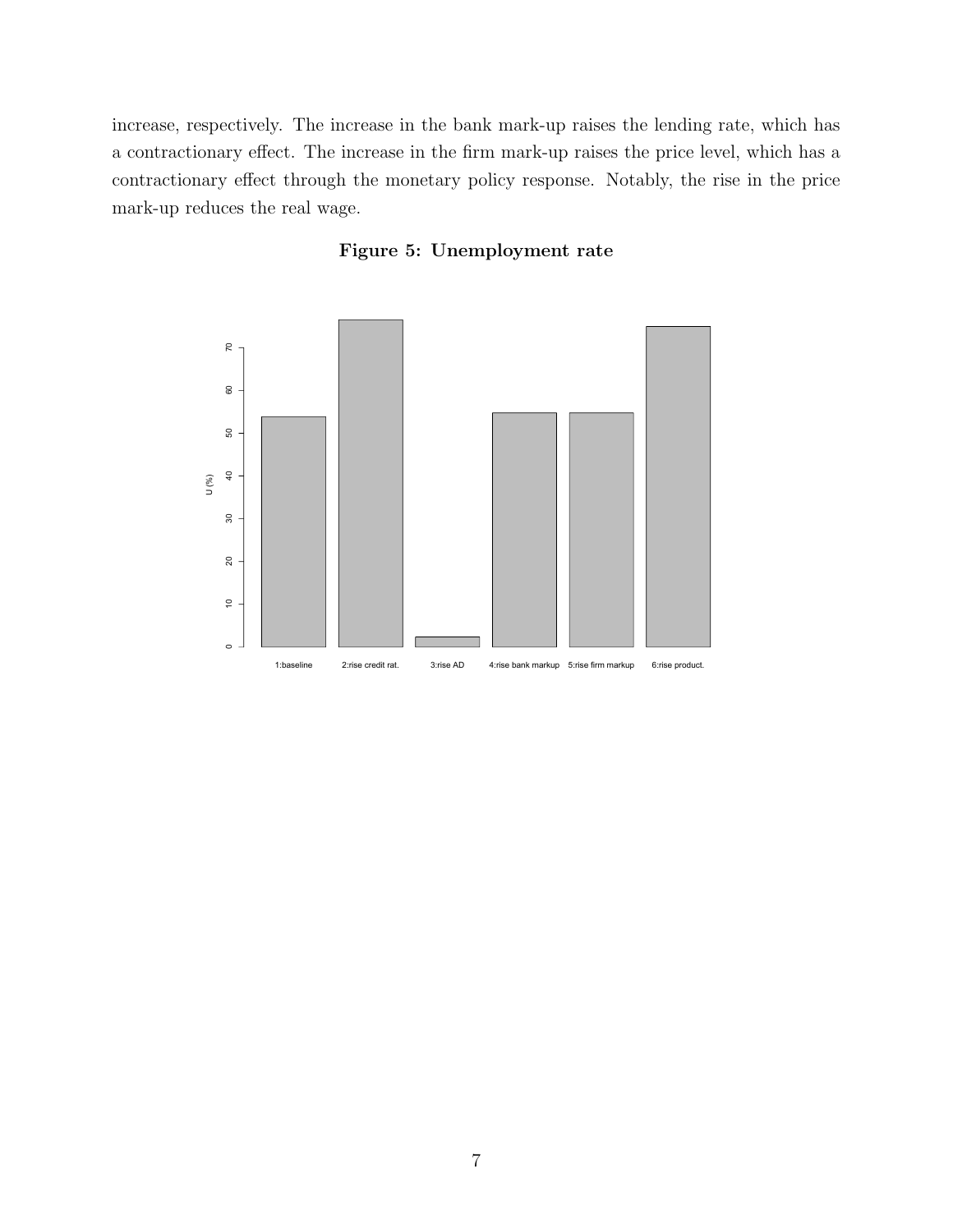increase, respectively. The increase in the bank mark-up raises the lending rate, which has a contractionary effect. The increase in the firm mark-up raises the price level, which has a contractionary effect through the monetary policy response. Notably, the rise in the price mark-up reduces the real wage.

**Figure 5: Unemployment rate**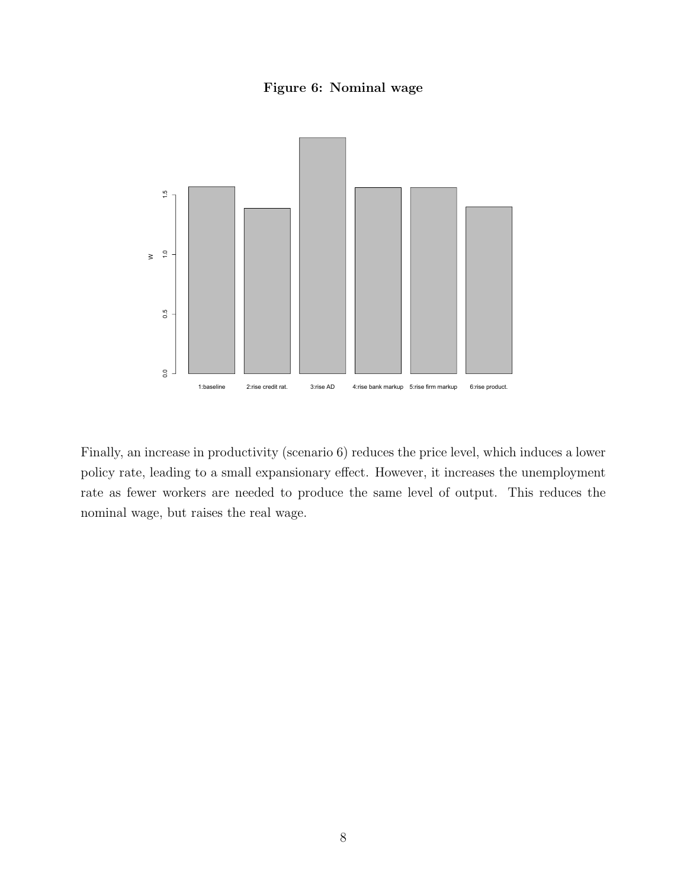**Figure 6: Nominal wage**

Finally, an increase in productivity (scenario 6) reduces the price level, which induces a lower policy rate, leading to a small expansionary effect. However, it increases the unemployment rate as fewer workers are needed to produce the same level of output. This reduces the nominal wage, but raises the real wage.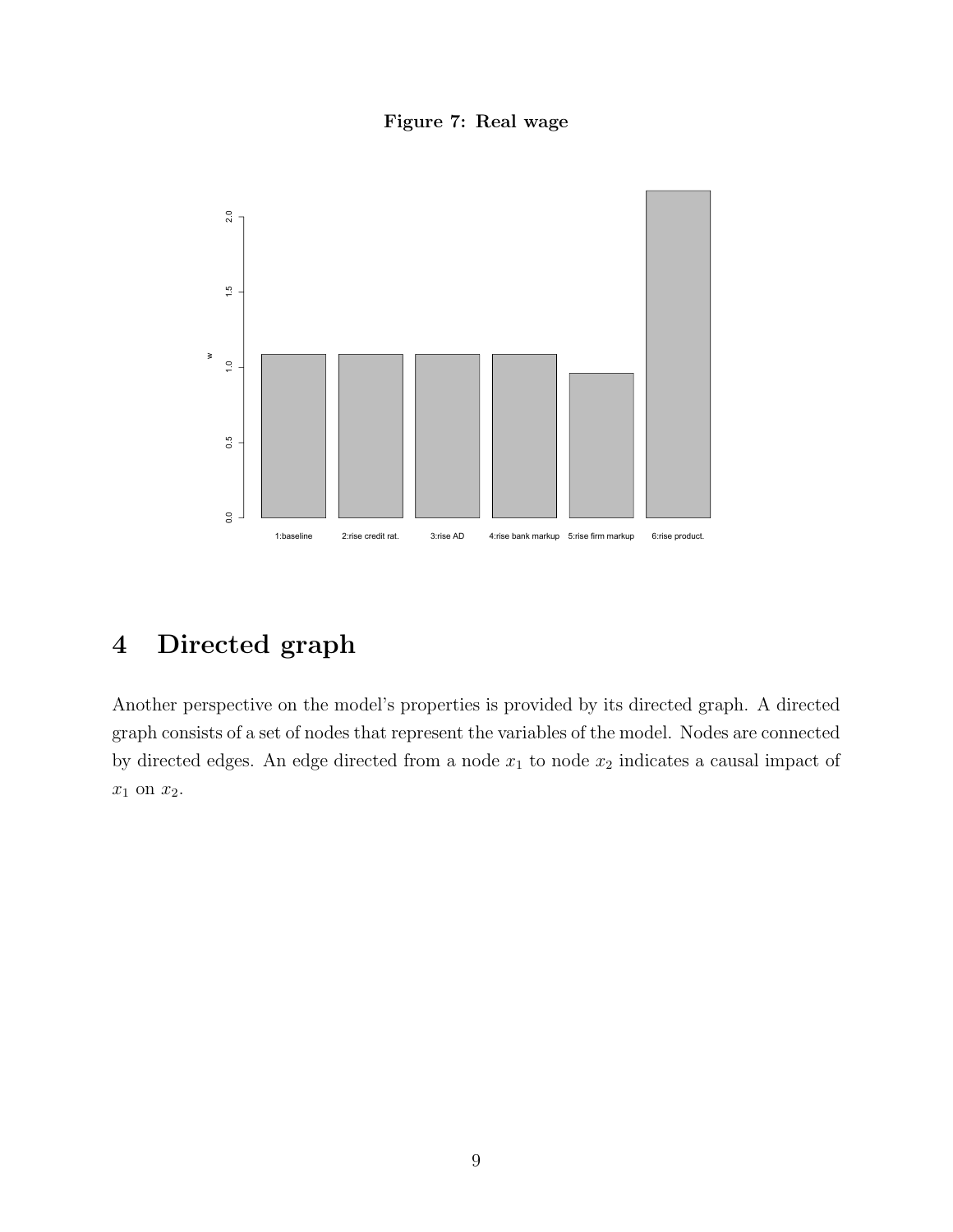**Figure 7: Real wage**

# 4 Directed graph

Another perspective on the model's properties is provided by its directed graph. A directed graph consists of a set of nodes that represent the variables of the model. Nodes are connected by directed edges. An edge directed from a node $x_1$ to node $x_2$ indicates a causal impact of $x_1$ on $x_2$.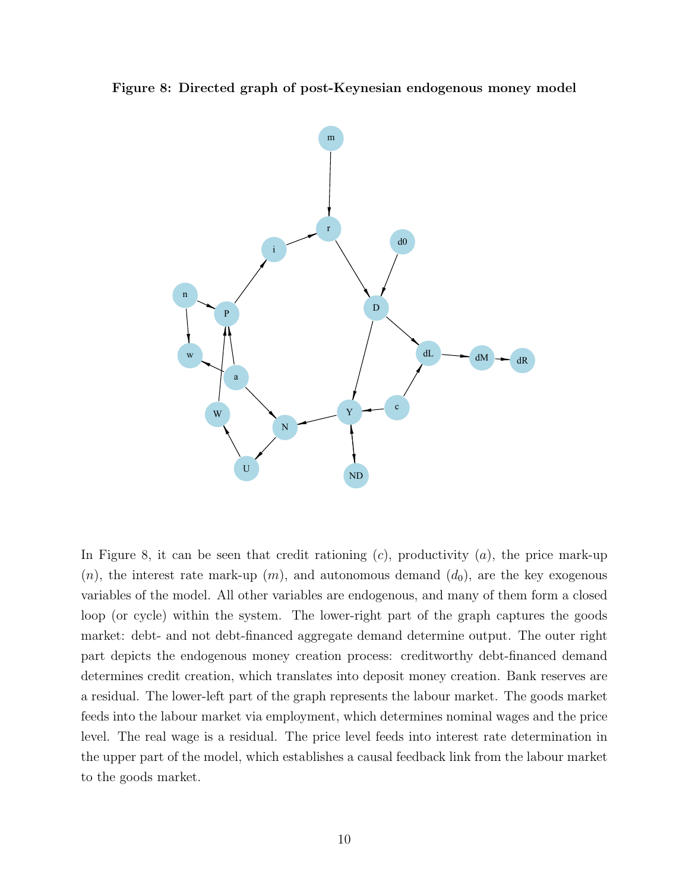**Figure 8: Directed graph of post-Keynesian endogenous money model**

In Figure 8, it can be seen that credit rationing ($c$), productivity ($a$), the price mark-up ($n$), the interest rate mark-up ($m$), and autonomous demand ($d_0$), are the key exogenous variables of the model. All other variables are endogenous, and many of them form a closed loop (or cycle) within the system. The lower-right part of the graph captures the goods market: debt- and not debt-financed aggregate demand determine output. The outer right part depicts the endogenous money creation process: creditworthy debt-financed demand determines credit creation, which translates into deposit money creation. Bank reserves are a residual. The lower-left part of the graph represents the labour market. The goods market feeds into the labour market via employment, which determines nominal wages and the price level. The real wage is a residual. The price level feeds into interest rate determination in the upper part of the model, which establishes a causal feedback link from the labour market to the goods market.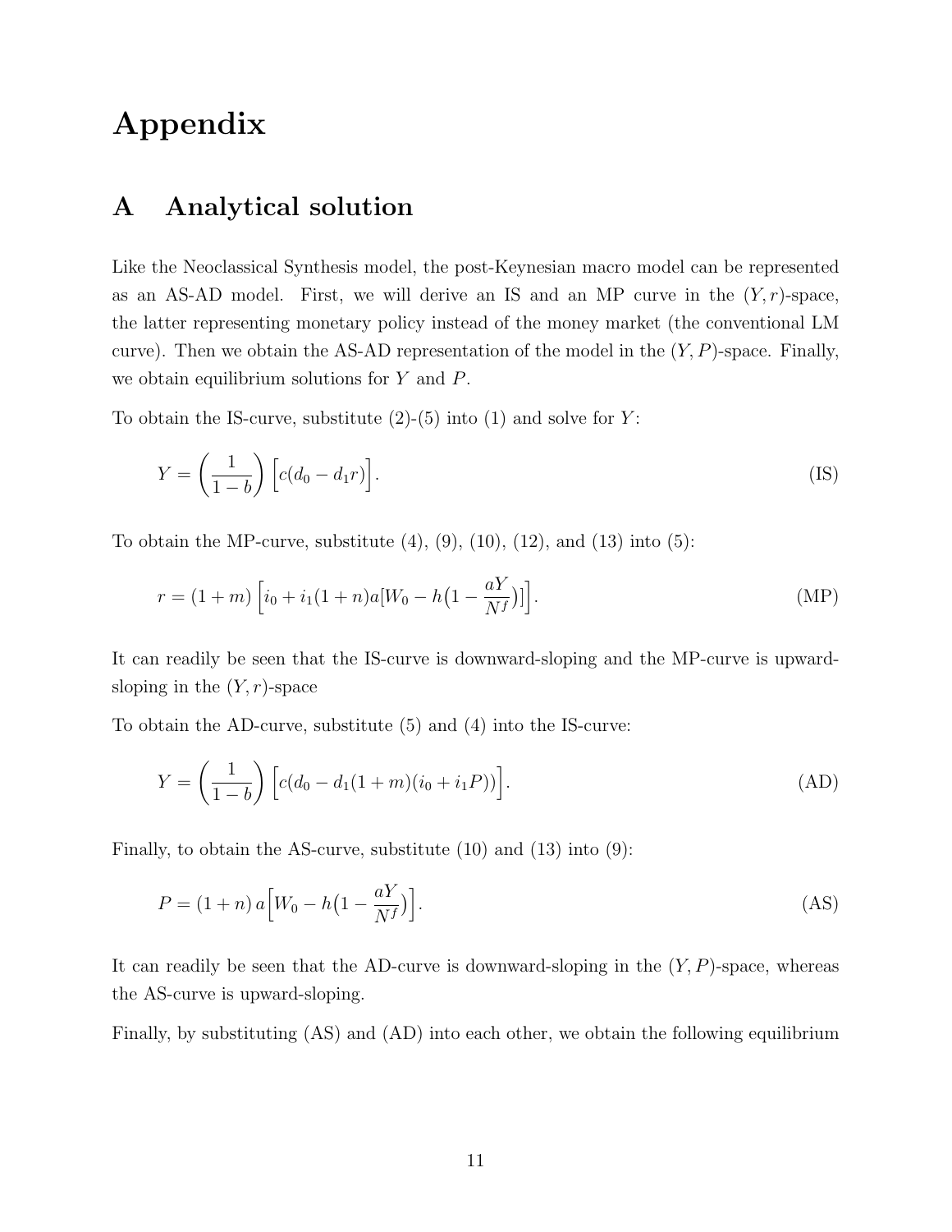# Appendix

## A Analytical solution

Like the Neoclassical Synthesis model, the post-Keynesian macro model can be represented as an AS-AD model. First, we will derive an IS and an MP curve in the $(Y, r)$-space, the latter representing monetary policy instead of the money market (the conventional LM curve). Then we obtain the AS-AD representation of the model in the $(Y, P)$-space. Finally, we obtain equilibrium solutions for $Y$ and $P$.

To obtain the IS-curve, substitute (2)-(5) into (1) and solve for $Y$:

$$Y = \left(\frac{1}{1-b}\right)\Big[c(d_0 - d_1 r)\Big]. \tag{IS}$$

To obtain the MP-curve, substitute (4), (9), (10), (12), and (13) into (5):

$$r = (1+m)\Big[i_0 + i_1(1+n)a[W_0 - h\big(1 - \frac{aY}{N^f}\big)]\Big]. \tag{MP}$$

It can readily be seen that the IS-curve is downward-sloping and the MP-curve is upward-sloping in the $(Y, r)$-space

To obtain the AD-curve, substitute (5) and (4) into the IS-curve:

$$Y = \left(\frac{1}{1-b}\right)\Big[c(d_0 - d_1(1+m)(i_0 + i_1 P))\Big]. \tag{AD}$$

Finally, to obtain the AS-curve, substitute (10) and (13) into (9):

$$P = (1+n)\,a\Big[W_0 - h\big(1 - \frac{aY}{N^f}\big)\Big]. \tag{AS}$$

It can readily be seen that the AD-curve is downward-sloping in the $(Y, P)$-space, whereas the AS-curve is upward-sloping.

Finally, by substituting (AS) and (AD) into each other, we obtain the following equilibrium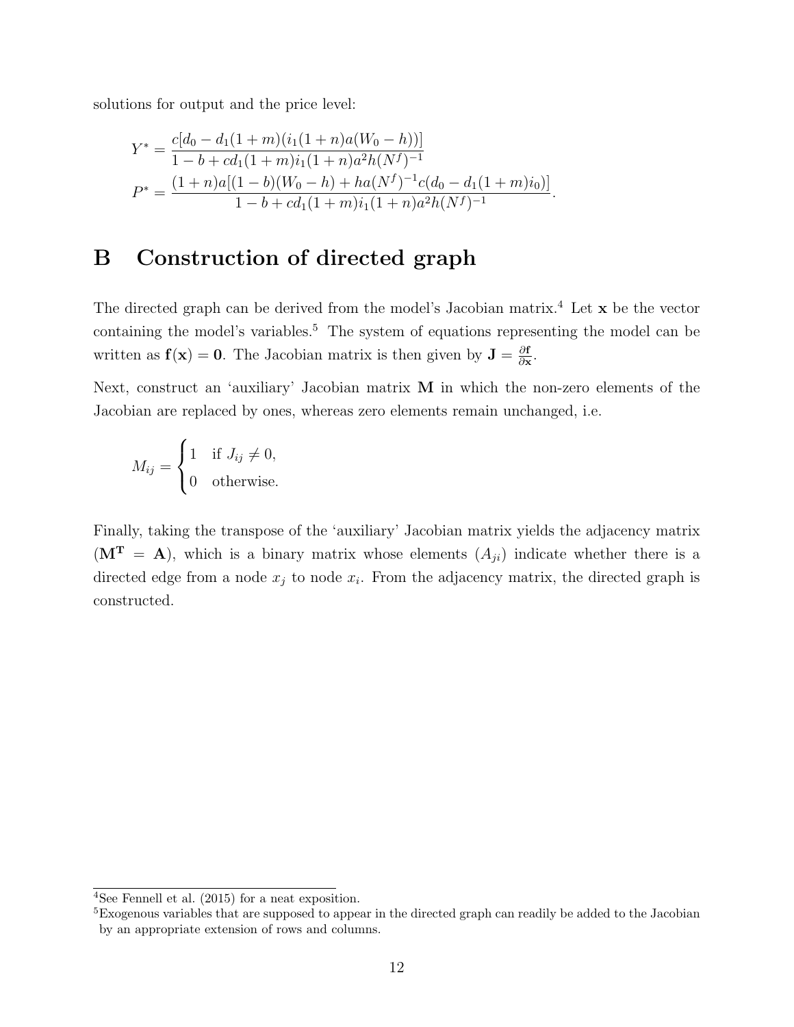solutions for output and the price level:

$$Y^* = \frac{c[d_0 - d_1(1+m)(i_1(1+n)a(W_0 - h))]}{1 - b + cd_1(1+m)i_1(1+n)a^2 h(N^f)^{-1}}$$

$$P^* = \frac{(1+n)a[(1-b)(W_0 - h) + ha(N^f)^{-1}c(d_0 - d_1(1+m)i_0)]}{1 - b + cd_1(1+m)i_1(1+n)a^2 h(N^f)^{-1}}.$$

# B Construction of directed graph

The directed graph can be derived from the model's Jacobian matrix.[4] Let $\mathbf{x}$ be the vector containing the model's variables.[5] The system of equations representing the model can be written as $\mathbf{f}(\mathbf{x}) = \mathbf{0}$. The Jacobian matrix is then given by $\mathbf{J} = \frac{\partial \mathbf{f}}{\partial \mathbf{x}}$.

Next, construct an 'auxiliary' Jacobian matrix $\mathbf{M}$ in which the non-zero elements of the Jacobian are replaced by ones, whereas zero elements remain unchanged, i.e.

$$M_{ij} = \begin{cases} 1 & \text{if } J_{ij} \neq 0, \\ 0 & \text{otherwise.} \end{cases}$$

Finally, taking the transpose of the 'auxiliary' Jacobian matrix yields the adjacency matrix ($\mathbf{M^T} = \mathbf{A}$), which is a binary matrix whose elements ($A_{ji}$) indicate whether there is a directed edge from a node $x_j$ to node $x_i$. From the adjacency matrix, the directed graph is constructed.

[4] See Fennell et al. (2015) for a neat exposition.

[5] Exogenous variables that are supposed to appear in the directed graph can readily be added to the Jacobian by an appropriate extension of rows and columns.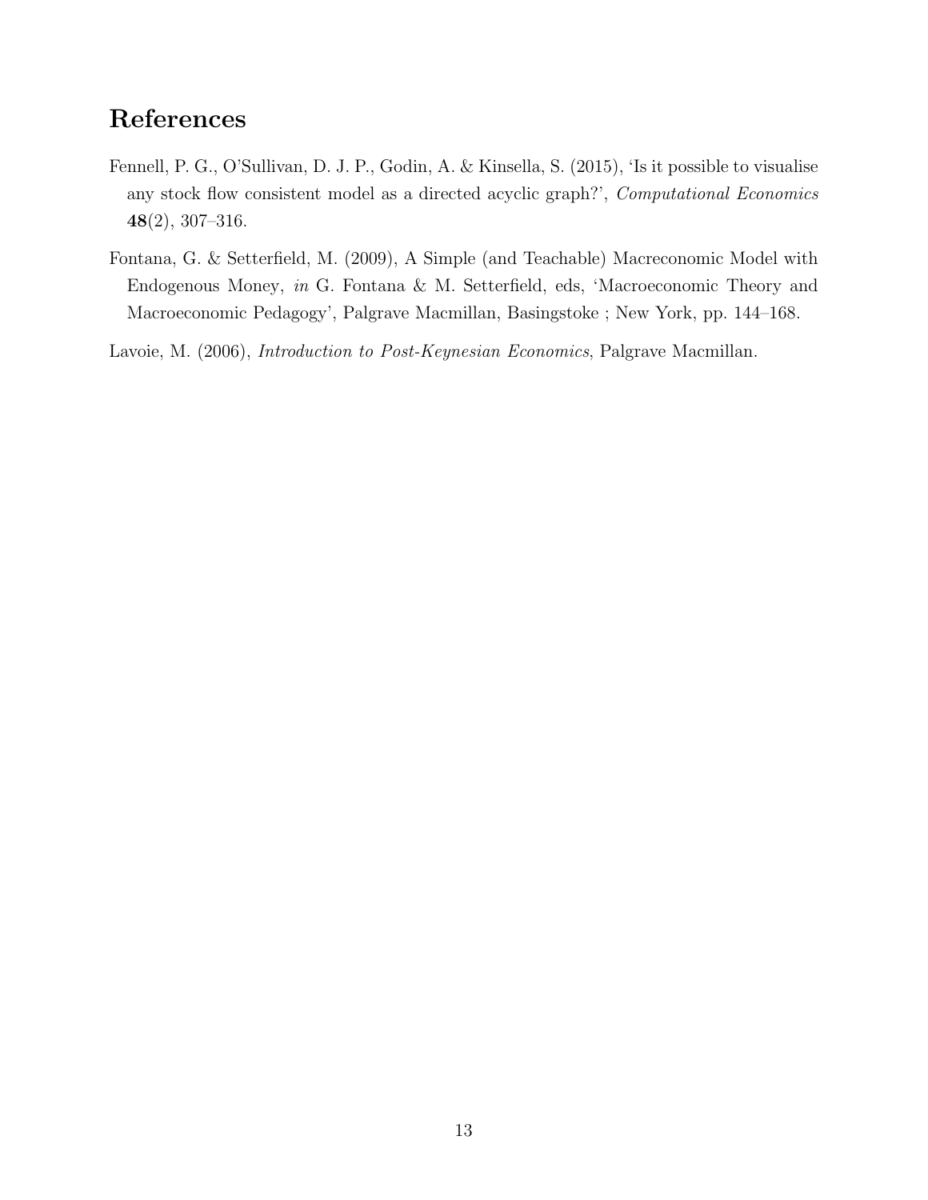# References

Fennell, P. G., O'Sullivan, D. J. P., Godin, A. & Kinsella, S. (2015), 'Is it possible to visualise any stock flow consistent model as a directed acyclic graph?', *Computational Economics* **48**(2), 307–316.

Fontana, G. & Setterfield, M. (2009), A Simple (and Teachable) Macreconomic Model with Endogenous Money, *in* G. Fontana & M. Setterfield, eds, 'Macroeconomic Theory and Macroeconomic Pedagogy', Palgrave Macmillan, Basingstoke ; New York, pp. 144–168.

Lavoie, M. (2006), *Introduction to Post-Keynesian Economics*, Palgrave Macmillan.